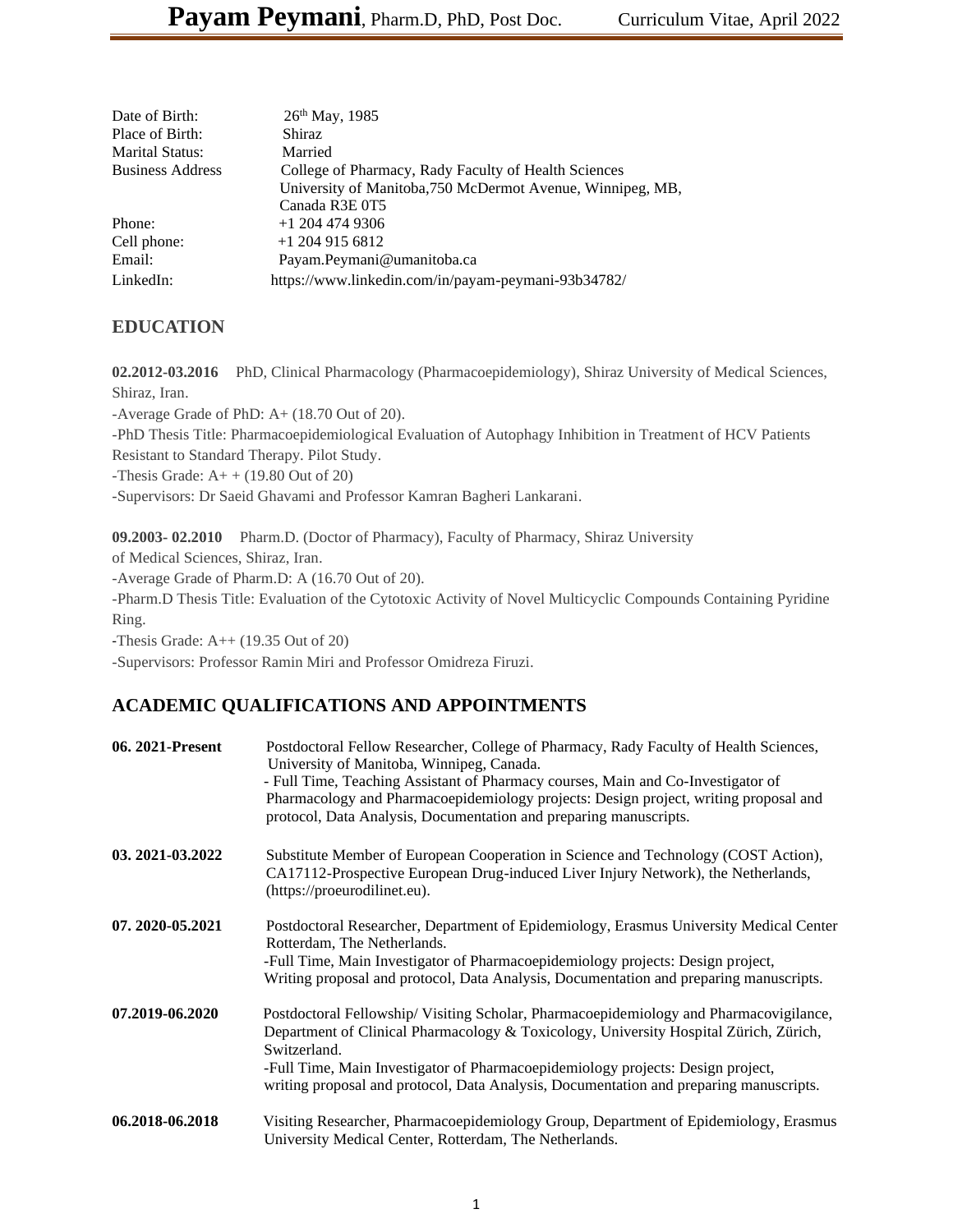# **Payam Peymani**, Pharm.D, PhD, Post Doc. Curriculum Vitae, April 2022

| | |
|---|---|
| Date of Birth: | 26th May, 1985 |
| Place of Birth: | Shiraz |
| Marital Status: | Married |
| Business Address | College of Pharmacy, Rady Faculty of Health Sciences University of Manitoba,750 McDermot Avenue, Winnipeg, MB, Canada R3E 0T5 |
| Phone: | +1 204 474 9306 |
| Cell phone: | +1 204 915 6812 |
| Email: | Payam.Peymani@umanitoba.ca |
| LinkedIn: | https://www.linkedin.com/in/payam-peymani-93b34782/ |

## EDUCATION

**02.2012-03.2016** PhD, Clinical Pharmacology (Pharmacoepidemiology), Shiraz University of Medical Sciences, Shiraz, Iran.

-Average Grade of PhD: A+ (18.70 Out of 20).

-PhD Thesis Title: Pharmacoepidemiological Evaluation of Autophagy Inhibition in Treatment of HCV Patients Resistant to Standard Therapy. Pilot Study.

-Thesis Grade: A+ + (19.80 Out of 20)

-Supervisors: Dr Saeid Ghavami and Professor Kamran Bagheri Lankarani.

**09.2003- 02.2010** Pharm.D. (Doctor of Pharmacy), Faculty of Pharmacy, Shiraz University of Medical Sciences, Shiraz, Iran.

-Average Grade of Pharm.D: A (16.70 Out of 20).

-Pharm.D Thesis Title: Evaluation of the Cytotoxic Activity of Novel Multicyclic Compounds Containing Pyridine Ring.

-Thesis Grade: A++ (19.35 Out of 20)

-Supervisors: Professor Ramin Miri and Professor Omidreza Firuzi.

## ACADEMIC QUALIFICATIONS AND APPOINTMENTS

**06. 2021-Present** Postdoctoral Fellow Researcher, College of Pharmacy, Rady Faculty of Health Sciences, University of Manitoba, Winnipeg, Canada.
- Full Time, Teaching Assistant of Pharmacy courses, Main and Co-Investigator of Pharmacology and Pharmacoepidemiology projects: Design project, writing proposal and protocol, Data Analysis, Documentation and preparing manuscripts.

**03. 2021-03.2022** Substitute Member of European Cooperation in Science and Technology (COST Action), CA17112-Prospective European Drug-induced Liver Injury Network), the Netherlands, (https://proeurodilinet.eu).

**07. 2020-05.2021** Postdoctoral Researcher, Department of Epidemiology, Erasmus University Medical Center Rotterdam, The Netherlands.
-Full Time, Main Investigator of Pharmacoepidemiology projects: Design project, Writing proposal and protocol, Data Analysis, Documentation and preparing manuscripts.

**07.2019-06.2020** Postdoctoral Fellowship/ Visiting Scholar, Pharmacoepidemiology and Pharmacovigilance, Department of Clinical Pharmacology & Toxicology, University Hospital Zürich, Zürich, Switzerland.
-Full Time, Main Investigator of Pharmacoepidemiology projects: Design project, writing proposal and protocol, Data Analysis, Documentation and preparing manuscripts.

**06.2018-06.2018** Visiting Researcher, Pharmacoepidemiology Group, Department of Epidemiology, Erasmus University Medical Center, Rotterdam, The Netherlands.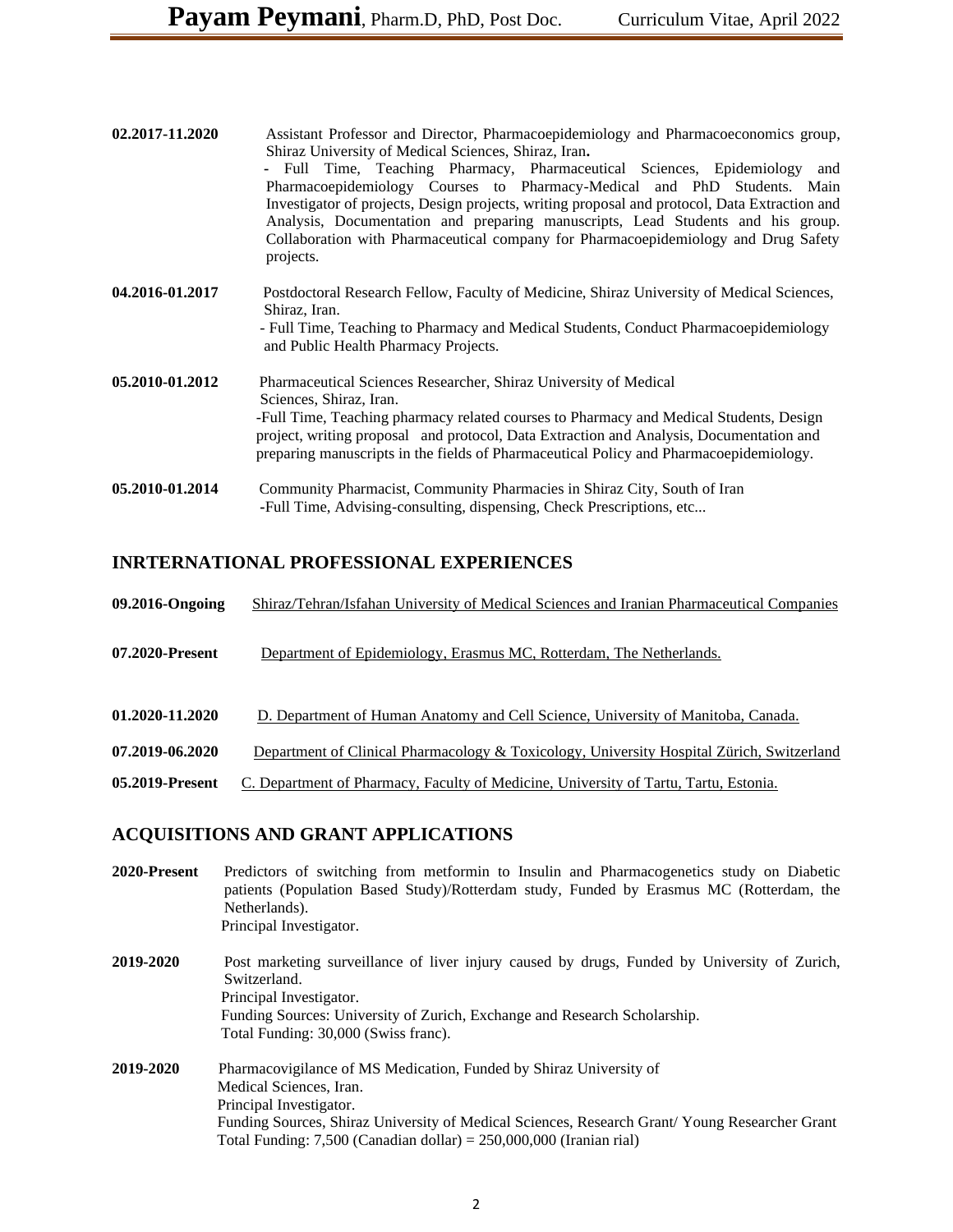**02.2017-11.2020** Assistant Professor and Director, Pharmacoepidemiology and Pharmacoeconomics group, Shiraz University of Medical Sciences, Shiraz, Iran**.**
- Full Time, Teaching Pharmacy, Pharmaceutical Sciences, Epidemiology and Pharmacoepidemiology Courses to Pharmacy-Medical and PhD Students. Main Investigator of projects, Design projects, writing proposal and protocol, Data Extraction and Analysis, Documentation and preparing manuscripts, Lead Students and his group. Collaboration with Pharmaceutical company for Pharmacoepidemiology and Drug Safety projects.

**04.2016-01.2017** Postdoctoral Research Fellow, Faculty of Medicine, Shiraz University of Medical Sciences, Shiraz, Iran.
- Full Time, Teaching to Pharmacy and Medical Students, Conduct Pharmacoepidemiology and Public Health Pharmacy Projects.

**05.2010-01.2012** Pharmaceutical Sciences Researcher, Shiraz University of Medical Sciences, Shiraz, Iran.
-Full Time, Teaching pharmacy related courses to Pharmacy and Medical Students, Design project, writing proposal and protocol, Data Extraction and Analysis, Documentation and preparing manuscripts in the fields of Pharmaceutical Policy and Pharmacoepidemiology.

**05.2010-01.2014** Community Pharmacist, Community Pharmacies in Shiraz City, South of Iran
-Full Time, Advising-consulting, dispensing, Check Prescriptions, etc...

## INRTERNATIONAL PROFESSIONAL EXPERIENCES

**09.2016-Ongoing** Shiraz/Tehran/Isfahan University of Medical Sciences and Iranian Pharmaceutical Companies

**07.2020-Present** Department of Epidemiology, Erasmus MC, Rotterdam, The Netherlands.

**01.2020-11.2020** D. Department of Human Anatomy and Cell Science, University of Manitoba, Canada.

**07.2019-06.2020** Department of Clinical Pharmacology & Toxicology, University Hospital Zürich, Switzerland

**05.2019-Present** C. Department of Pharmacy, Faculty of Medicine, University of Tartu, Tartu, Estonia.

## ACQUISITIONS AND GRANT APPLICATIONS

**2020-Present** Predictors of switching from metformin to Insulin and Pharmacogenetics study on Diabetic patients (Population Based Study)/Rotterdam study, Funded by Erasmus MC (Rotterdam, the Netherlands).
Principal Investigator.

**2019-2020** Post marketing surveillance of liver injury caused by drugs, Funded by University of Zurich, Switzerland.
Principal Investigator.
Funding Sources: University of Zurich, Exchange and Research Scholarship.
Total Funding: 30,000 (Swiss franc).

**2019-2020** Pharmacovigilance of MS Medication, Funded by Shiraz University of Medical Sciences, Iran.
Principal Investigator.
Funding Sources, Shiraz University of Medical Sciences, Research Grant/ Young Researcher Grant
Total Funding: 7,500 (Canadian dollar) = 250,000,000 (Iranian rial)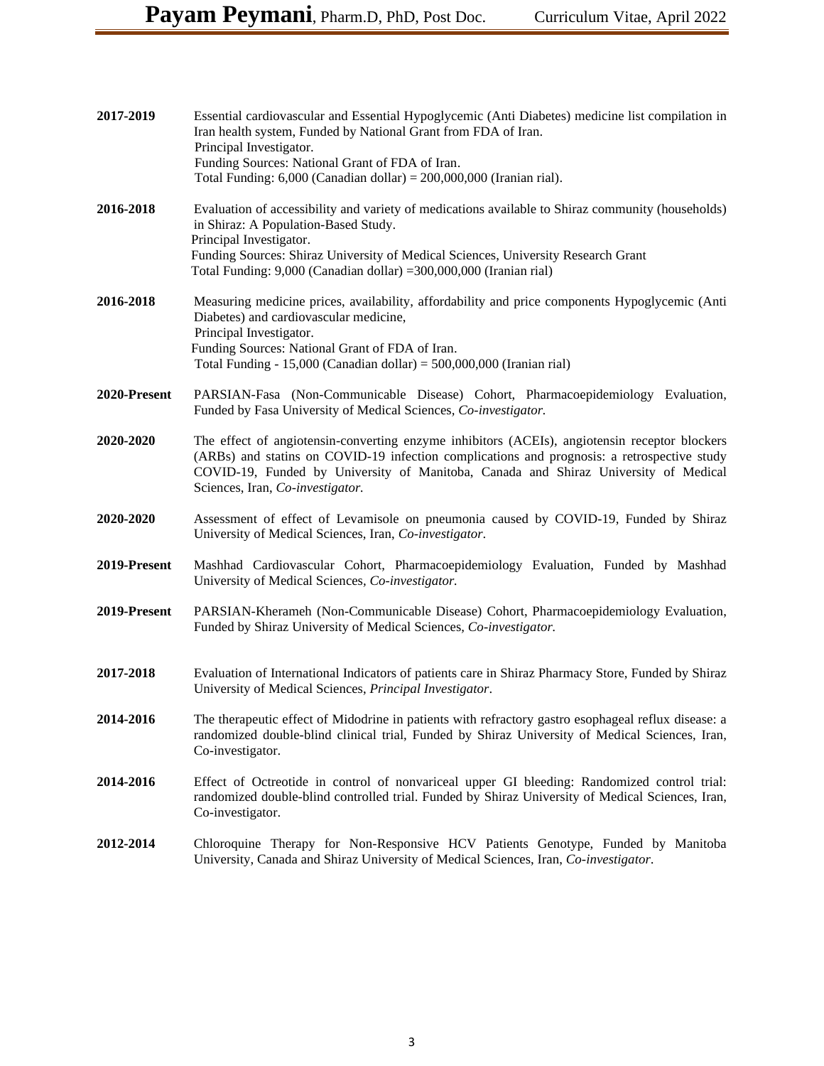**2017-2019** Essential cardiovascular and Essential Hypoglycemic (Anti Diabetes) medicine list compilation in Iran health system, Funded by National Grant from FDA of Iran.
Principal Investigator.
Funding Sources: National Grant of FDA of Iran.
Total Funding: 6,000 (Canadian dollar) = 200,000,000 (Iranian rial).

**2016-2018** Evaluation of accessibility and variety of medications available to Shiraz community (households) in Shiraz: A Population-Based Study.
Principal Investigator.
Funding Sources: Shiraz University of Medical Sciences, University Research Grant
Total Funding: 9,000 (Canadian dollar) =300,000,000 (Iranian rial)

**2016-2018** Measuring medicine prices, availability, affordability and price components Hypoglycemic (Anti Diabetes) and cardiovascular medicine,
Principal Investigator.
Funding Sources: National Grant of FDA of Iran.
Total Funding - 15,000 (Canadian dollar) = 500,000,000 (Iranian rial)

**2020-Present** PARSIAN-Fasa (Non-Communicable Disease) Cohort, Pharmacoepidemiology Evaluation, Funded by Fasa University of Medical Sciences, *Co-investigator.*

**2020-2020** The effect of angiotensin-converting enzyme inhibitors (ACEIs), angiotensin receptor blockers (ARBs) and statins on COVID-19 infection complications and prognosis: a retrospective study COVID-19, Funded by University of Manitoba, Canada and Shiraz University of Medical Sciences, Iran, *Co-investigator.*

**2020-2020** Assessment of effect of Levamisole on pneumonia caused by COVID-19, Funded by Shiraz University of Medical Sciences, Iran, *Co-investigator*.

**2019-Present** Mashhad Cardiovascular Cohort, Pharmacoepidemiology Evaluation, Funded by Mashhad University of Medical Sciences, *Co-investigator.*

**2019-Present** PARSIAN-Kherameh (Non-Communicable Disease) Cohort, Pharmacoepidemiology Evaluation, Funded by Shiraz University of Medical Sciences, *Co-investigator.*

**2017-2018** Evaluation of International Indicators of patients care in Shiraz Pharmacy Store, Funded by Shiraz University of Medical Sciences, *Principal Investigator*.

**2014-2016** The therapeutic effect of Midodrine in patients with refractory gastro esophageal reflux disease: a randomized double-blind clinical trial, Funded by Shiraz University of Medical Sciences, Iran, Co-investigator.

**2014-2016** Effect of Octreotide in control of nonvariceal upper GI bleeding: Randomized control trial: randomized double-blind controlled trial. Funded by Shiraz University of Medical Sciences, Iran, Co-investigator.

**2012-2014** Chloroquine Therapy for Non-Responsive HCV Patients Genotype, Funded by Manitoba University, Canada and Shiraz University of Medical Sciences, Iran, *Co-investigator*.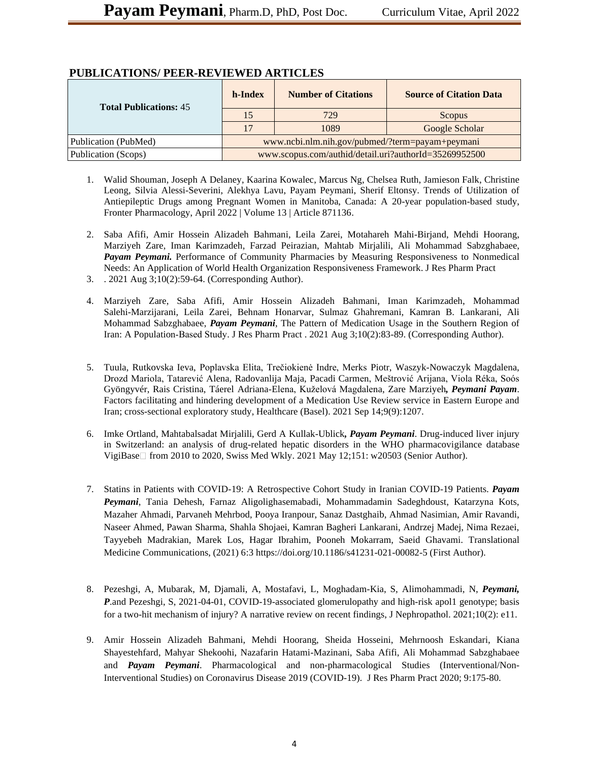## PUBLICATIONS/ PEER-REVIEWED ARTICLES

| Total Publications: 45 | h-Index | Number of Citations | Source of Citation Data |
|---|---|---|---|
| | 15 | 729 | Scopus |
| | 17 | 1089 | Google Scholar |
| Publication (PubMed) | www.ncbi.nlm.nih.gov/pubmed/?term=payam+peymani | | |
| Publication (Scops) | www.scopus.com/authid/detail.uri?authorId=35269952500 | | |

1. Walid Shouman, Joseph A Delaney, Kaarina Kowalec, Marcus Ng, Chelsea Ruth, Jamieson Falk, Christine Leong, Silvia Alessi-Severini, Alekhya Lavu, Payam Peymani, Sherif Eltonsy. Trends of Utilization of Antiepileptic Drugs among Pregnant Women in Manitoba, Canada: A 20-year population-based study, Fronter Pharmacology, April 2022 | Volume 13 | Article 871136.

2. Saba Afifi, Amir Hossein Alizadeh Bahmani, Leila Zarei, Motahareh Mahi-Birjand, Mehdi Hoorang, Marziyeh Zare, Iman Karimzadeh, Farzad Peirazian, Mahtab Mirjalili, Ali Mohammad Sabzghabaee, ***Payam Peymani.*** Performance of Community Pharmacies by Measuring Responsiveness to Nonmedical Needs: An Application of World Health Organization Responsiveness Framework. J Res Pharm Pract
3. . 2021 Aug 3;10(2):59-64. (Corresponding Author).

4. Marziyeh Zare, Saba Afifi, Amir Hossein Alizadeh Bahmani, Iman Karimzadeh, Mohammad Salehi-Marzijarani, Leila Zarei, Behnam Honarvar, Sulmaz Ghahremani, Kamran B. Lankarani, Ali Mohammad Sabzghabaee, ***Payam Peymani***, The Pattern of Medication Usage in the Southern Region of Iran: A Population-Based Study. J Res Pharm Pract . 2021 Aug 3;10(2):83-89. (Corresponding Author).

5. Tuula, Rutkovska Ieva, Poplavska Elita, Trečiokienė Indre, Merks Piotr, Waszyk-Nowaczyk Magdalena, Drozd Mariola, Tatarević Alena, Radovanlija Maja, Pacadi Carmen, Meštrović Arijana, Viola Réka, Soós Gyöngyvér, Rais Cristina, Táerel Adriana-Elena, Kuželová Magdalena, Zare Marziyeh***, Peymani Payam***. Factors facilitating and hindering development of a Medication Use Review service in Eastern Europe and Iran; cross-sectional exploratory study, Healthcare (Basel). 2021 Sep 14;9(9):1207.

6. Imke Ortland, Mahtabalsadat Mirjalili, Gerd A Kullak-Ublick***, Payam Peymani***. Drug-induced liver injury in Switzerland: an analysis of drug-related hepatic disorders in the WHO pharmacovigilance database VigiBase from 2010 to 2020, Swiss Med Wkly. 2021 May 12;151: w20503 (Senior Author).

7. Statins in Patients with COVID-19: A Retrospective Cohort Study in Iranian COVID-19 Patients. ***Payam Peymani***, Tania Dehesh, Farnaz Aligolighasemabadi, Mohammadamin Sadeghdoust, Katarzyna Kots, Mazaher Ahmadi, Parvaneh Mehrbod, Pooya Iranpour, Sanaz Dastghaib, Ahmad Nasimian, Amir Ravandi, Naseer Ahmed, Pawan Sharma, Shahla Shojaei, Kamran Bagheri Lankarani, Andrzej Madej, Nima Rezaei, Tayyebeh Madrakian, Marek Los, Hagar Ibrahim, Pooneh Mokarram, Saeid Ghavami. Translational Medicine Communications, (2021) 6:3 https://doi.org/10.1186/s41231-021-00082-5 (First Author).

8. Pezeshgi, A, Mubarak, M, Djamali, A, Mostafavi, L, Moghadam-Kia, S, Alimohammadi, N, ***Peymani, P***.and Pezeshgi, S, 2021-04-01, COVID-19-associated glomerulopathy and high-risk apol1 genotype; basis for a two-hit mechanism of injury? A narrative review on recent findings, J Nephropathol. 2021;10(2): e11.

9. Amir Hossein Alizadeh Bahmani, Mehdi Hoorang, Sheida Hosseini, Mehrnoosh Eskandari, Kiana Shayestehfard, Mahyar Shekoohi, Nazafarin Hatami-Mazinani, Saba Afifi, Ali Mohammad Sabzghabaee and ***Payam Peymani***. Pharmacological and non-pharmacological Studies (Interventional/Non-Interventional Studies) on Coronavirus Disease 2019 (COVID-19). J Res Pharm Pract 2020; 9:175-80.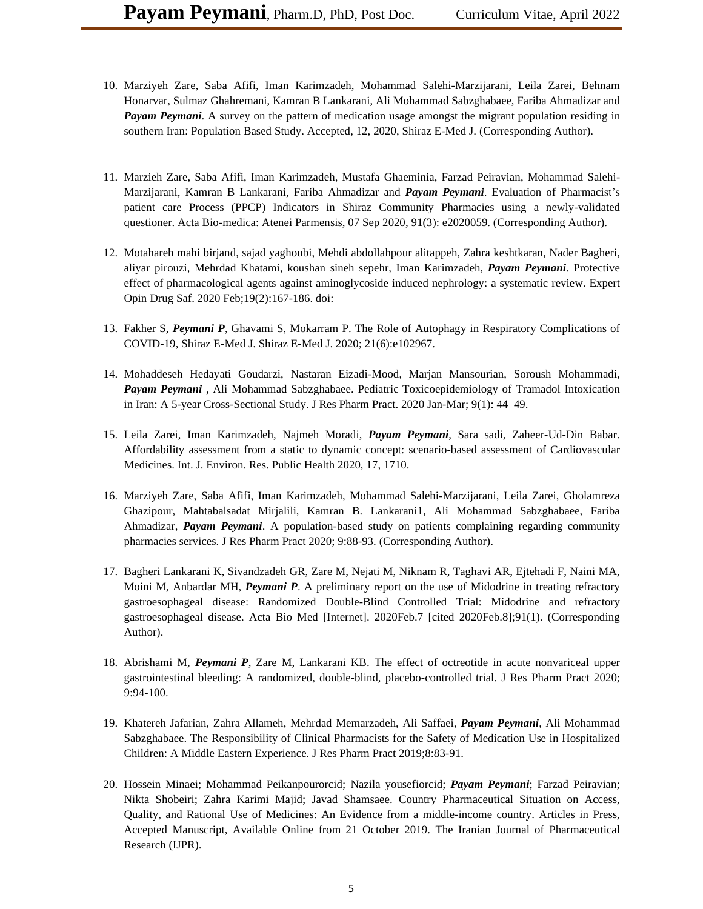10. Marziyeh Zare, Saba Afifi, Iman Karimzadeh, Mohammad Salehi-Marzijarani, Leila Zarei, Behnam Honarvar, Sulmaz Ghahremani, Kamran B Lankarani, Ali Mohammad Sabzghabaee, Fariba Ahmadizar and ***Payam Peymani***. A survey on the pattern of medication usage amongst the migrant population residing in southern Iran: Population Based Study. Accepted, 12, 2020, Shiraz E-Med J. (Corresponding Author).

11. Marzieh Zare, Saba Afifi, Iman Karimzadeh, Mustafa Ghaeminia, Farzad Peiravian, Mohammad Salehi-Marzijarani, Kamran B Lankarani, Fariba Ahmadizar and ***Payam Peymani***. Evaluation of Pharmacist's patient care Process (PPCP) Indicators in Shiraz Community Pharmacies using a newly-validated questioner. Acta Bio-medica: Atenei Parmensis, 07 Sep 2020, 91(3): e2020059. (Corresponding Author).

12. Motahareh mahi birjand, sajad yaghoubi, Mehdi abdollahpour alitappeh, Zahra keshtkaran, Nader Bagheri, aliyar pirouzi, Mehrdad Khatami, koushan sineh sepehr, Iman Karimzadeh, ***Payam Peymani***. Protective effect of pharmacological agents against aminoglycoside induced nephrology: a systematic review. Expert Opin Drug Saf. 2020 Feb;19(2):167-186. doi:

13. Fakher S, ***Peymani P***, Ghavami S, Mokarram P. The Role of Autophagy in Respiratory Complications of COVID-19, Shiraz E-Med J. Shiraz E-Med J. 2020; 21(6):e102967.

14. Mohaddeseh Hedayati Goudarzi, Nastaran Eizadi-Mood, Marjan Mansourian, Soroush Mohammadi, ***Payam Peymani*** , Ali Mohammad Sabzghabaee. Pediatric Toxicoepidemiology of Tramadol Intoxication in Iran: A 5-year Cross-Sectional Study. J Res Pharm Pract. 2020 Jan-Mar; 9(1): 44–49.

15. Leila Zarei, Iman Karimzadeh, Najmeh Moradi, ***Payam Peymani***, Sara sadi, Zaheer-Ud-Din Babar. Affordability assessment from a static to dynamic concept: scenario-based assessment of Cardiovascular Medicines. Int. J. Environ. Res. Public Health 2020, 17, 1710.

16. Marziyeh Zare, Saba Afifi, Iman Karimzadeh, Mohammad Salehi-Marzijarani, Leila Zarei, Gholamreza Ghazipour, Mahtabalsadat Mirjalili, Kamran B. Lankarani1, Ali Mohammad Sabzghabaee, Fariba Ahmadizar, ***Payam Peymani***. A population-based study on patients complaining regarding community pharmacies services. J Res Pharm Pract 2020; 9:88-93. (Corresponding Author).

17. Bagheri Lankarani K, Sivandzadeh GR, Zare M, Nejati M, Niknam R, Taghavi AR, Ejtehadi F, Naini MA, Moini M, Anbardar MH, ***Peymani P***. A preliminary report on the use of Midodrine in treating refractory gastroesophageal disease: Randomized Double-Blind Controlled Trial: Midodrine and refractory gastroesophageal disease. Acta Bio Med [Internet]. 2020Feb.7 [cited 2020Feb.8];91(1). (Corresponding Author).

18. Abrishami M, ***Peymani P***, Zare M, Lankarani KB. The effect of octreotide in acute nonvariceal upper gastrointestinal bleeding: A randomized, double-blind, placebo-controlled trial. J Res Pharm Pract 2020; 9:94-100.

19. Khatereh Jafarian, Zahra Allameh, Mehrdad Memarzadeh, Ali Saffaei, ***Payam Peymani***, Ali Mohammad Sabzghabaee. The Responsibility of Clinical Pharmacists for the Safety of Medication Use in Hospitalized Children: A Middle Eastern Experience. J Res Pharm Pract 2019;8:83-91.

20. Hossein Minaei; Mohammad Peikanpourorcid; Nazila yousefiorcid; ***Payam Peymani***; Farzad Peiravian; Nikta Shobeiri; Zahra Karimi Majid; Javad Shamsaee. Country Pharmaceutical Situation on Access, Quality, and Rational Use of Medicines: An Evidence from a middle-income country. Articles in Press, Accepted Manuscript, Available Online from 21 October 2019. The Iranian Journal of Pharmaceutical Research (IJPR).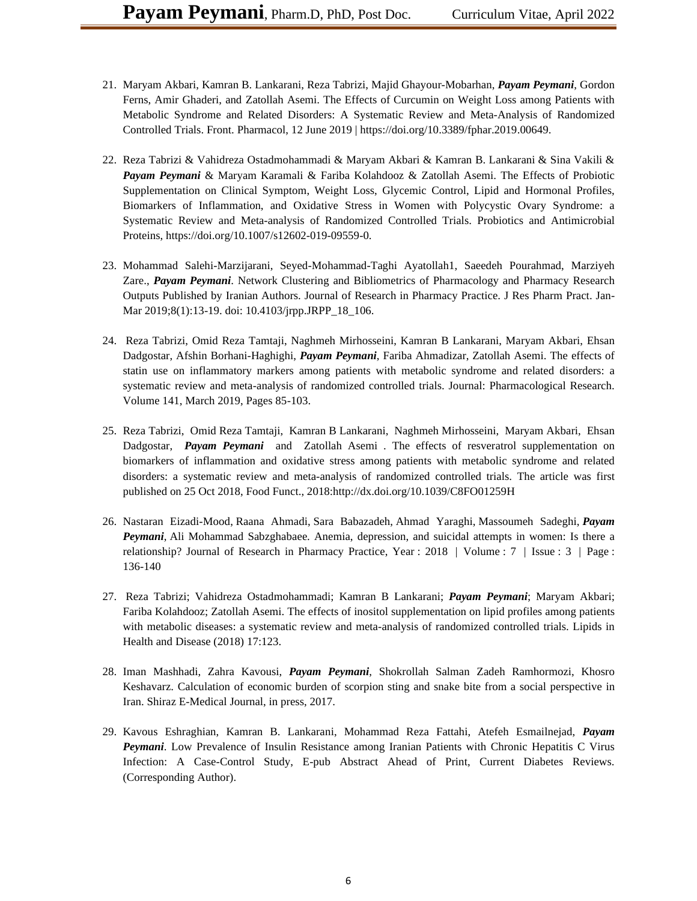21. Maryam Akbari, Kamran B. Lankarani, Reza Tabrizi, Majid Ghayour-Mobarhan, ***Payam Peymani***, Gordon Ferns, Amir Ghaderi, and Zatollah Asemi. The Effects of Curcumin on Weight Loss among Patients with Metabolic Syndrome and Related Disorders: A Systematic Review and Meta-Analysis of Randomized Controlled Trials. Front. Pharmacol, 12 June 2019 | https://doi.org/10.3389/fphar.2019.00649.

22. Reza Tabrizi & Vahidreza Ostadmohammadi & Maryam Akbari & Kamran B. Lankarani & Sina Vakili & ***Payam Peymani*** & Maryam Karamali & Fariba Kolahdooz & Zatollah Asemi. The Effects of Probiotic Supplementation on Clinical Symptom, Weight Loss, Glycemic Control, Lipid and Hormonal Profiles, Biomarkers of Inflammation, and Oxidative Stress in Women with Polycystic Ovary Syndrome: a Systematic Review and Meta-analysis of Randomized Controlled Trials. Probiotics and Antimicrobial Proteins, https://doi.org/10.1007/s12602-019-09559-0.

23. Mohammad Salehi-Marzijarani, Seyed-Mohammad-Taghi Ayatollah1, Saeedeh Pourahmad, Marziyeh Zare., ***Payam Peymani***. Network Clustering and Bibliometrics of Pharmacology and Pharmacy Research Outputs Published by Iranian Authors. Journal of Research in Pharmacy Practice. J Res Pharm Pract. Jan-Mar 2019;8(1):13-19. doi: 10.4103/jrpp.JRPP_18_106.

24. Reza Tabrizi, Omid Reza Tamtaji, Naghmeh Mirhosseini, Kamran B Lankarani, Maryam Akbari, Ehsan Dadgostar, Afshin Borhani-Haghighi, ***Payam Peymani***, Fariba Ahmadizar, Zatollah Asemi. The effects of statin use on inflammatory markers among patients with metabolic syndrome and related disorders: a systematic review and meta-analysis of randomized controlled trials. Journal: Pharmacological Research. Volume 141, March 2019, Pages 85-103.

25. Reza Tabrizi, Omid Reza Tamtaji, Kamran B Lankarani, Naghmeh Mirhosseini, Maryam Akbari, Ehsan Dadgostar, ***Payam Peymani*** and Zatollah Asemi . The effects of resveratrol supplementation on biomarkers of inflammation and oxidative stress among patients with metabolic syndrome and related disorders: a systematic review and meta-analysis of randomized controlled trials. The article was first published on 25 Oct 2018, Food Funct., 2018:http://dx.doi.org/10.1039/C8FO01259H

26. Nastaran Eizadi-Mood, Raana Ahmadi, Sara Babazadeh, Ahmad Yaraghi, Massoumeh Sadeghi, ***Payam Peymani***, Ali Mohammad Sabzghabaee. Anemia, depression, and suicidal attempts in women: Is there a relationship? Journal of Research in Pharmacy Practice, Year : 2018 | Volume : 7 | Issue : 3 | Page : 136-140

27. Reza Tabrizi; Vahidreza Ostadmohammadi; Kamran B Lankarani; ***Payam Peymani***; Maryam Akbari; Fariba Kolahdooz; Zatollah Asemi. The effects of inositol supplementation on lipid profiles among patients with metabolic diseases: a systematic review and meta-analysis of randomized controlled trials. Lipids in Health and Disease (2018) 17:123.

28. Iman Mashhadi, Zahra Kavousi, ***Payam Peymani***, Shokrollah Salman Zadeh Ramhormozi, Khosro Keshavarz. Calculation of economic burden of scorpion sting and snake bite from a social perspective in Iran. Shiraz E-Medical Journal, in press, 2017.

29. Kavous Eshraghian, Kamran B. Lankarani, Mohammad Reza Fattahi, Atefeh Esmailnejad, ***Payam Peymani***. Low Prevalence of Insulin Resistance among Iranian Patients with Chronic Hepatitis C Virus Infection: A Case-Control Study, E-pub Abstract Ahead of Print, Current Diabetes Reviews. (Corresponding Author).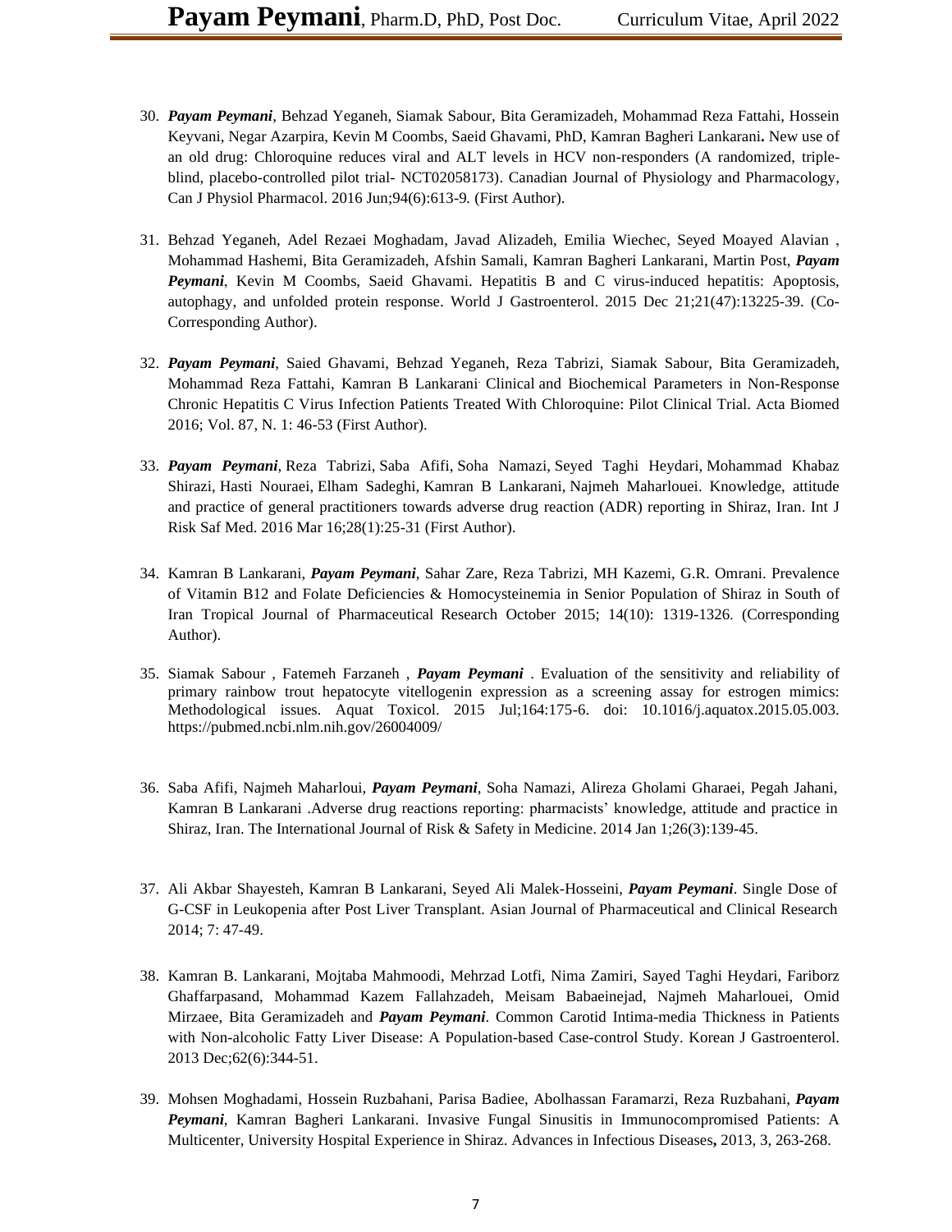30. ***Payam Peymani***, Behzad Yeganeh, Siamak Sabour, Bita Geramizadeh, Mohammad Reza Fattahi, Hossein Keyvani, Negar Azarpira, Kevin M Coombs, Saeid Ghavami, PhD, Kamran Bagheri Lankarani**.** New use of an old drug: Chloroquine reduces viral and ALT levels in HCV non-responders (A randomized, triple-blind, placebo-controlled pilot trial- NCT02058173). Canadian Journal of Physiology and Pharmacology, Can J Physiol Pharmacol. 2016 Jun;94(6):613-9. (First Author).

31. Behzad Yeganeh, Adel Rezaei Moghadam, Javad Alizadeh, Emilia Wiechec, Seyed Moayed Alavian , Mohammad Hashemi, Bita Geramizadeh, Afshin Samali, Kamran Bagheri Lankarani, Martin Post, ***Payam Peymani***, Kevin M Coombs, Saeid Ghavami. Hepatitis B and C virus-induced hepatitis: Apoptosis, autophagy, and unfolded protein response. World J Gastroenterol. 2015 Dec 21;21(47):13225-39. (Co-Corresponding Author).

32. ***Payam Peymani***, Saied Ghavami, Behzad Yeganeh, Reza Tabrizi, Siamak Sabour, Bita Geramizadeh, Mohammad Reza Fattahi, Kamran B Lankarani. Clinical and Biochemical Parameters in Non-Response Chronic Hepatitis C Virus Infection Patients Treated With Chloroquine: Pilot Clinical Trial. Acta Biomed 2016; Vol. 87, N. 1: 46-53 (First Author).

33. ***Payam Peymani***, Reza Tabrizi, Saba Afifi, Soha Namazi, Seyed Taghi Heydari, Mohammad Khabaz Shirazi, Hasti Nouraei, Elham Sadeghi, Kamran B Lankarani, Najmeh Maharlouei. Knowledge, attitude and practice of general practitioners towards adverse drug reaction (ADR) reporting in Shiraz, Iran. Int J Risk Saf Med. 2016 Mar 16;28(1):25-31 (First Author).

34. Kamran B Lankarani, ***Payam Peymani***, Sahar Zare, Reza Tabrizi, MH Kazemi, G.R. Omrani. Prevalence of Vitamin B12 and Folate Deficiencies & Homocysteinemia in Senior Population of Shiraz in South of Iran Tropical Journal of Pharmaceutical Research October 2015; 14(10): 1319-1326. (Corresponding Author).

35. Siamak Sabour , Fatemeh Farzaneh , ***Payam Peymani*** . Evaluation of the sensitivity and reliability of primary rainbow trout hepatocyte vitellogenin expression as a screening assay for estrogen mimics: Methodological issues. Aquat Toxicol. 2015 Jul;164:175-6. doi: 10.1016/j.aquatox.2015.05.003. https://pubmed.ncbi.nlm.nih.gov/26004009/

36. Saba Afifi, Najmeh Maharloui, ***Payam Peymani***, Soha Namazi, Alireza Gholami Gharaei, Pegah Jahani, Kamran B Lankarani .Adverse drug reactions reporting: pharmacists' knowledge, attitude and practice in Shiraz, Iran. The International Journal of Risk & Safety in Medicine. 2014 Jan 1;26(3):139-45.

37. Ali Akbar Shayesteh, Kamran B Lankarani, Seyed Ali Malek-Hosseini, ***Payam Peymani***. Single Dose of G-CSF in Leukopenia after Post Liver Transplant. Asian Journal of Pharmaceutical and Clinical Research 2014; 7: 47-49.

38. Kamran B. Lankarani, Mojtaba Mahmoodi, Mehrzad Lotfi, Nima Zamiri, Sayed Taghi Heydari, Fariborz Ghaffarpasand, Mohammad Kazem Fallahzadeh, Meisam Babaeinejad, Najmeh Maharlouei, Omid Mirzaee, Bita Geramizadeh and ***Payam Peymani***. Common Carotid Intima-media Thickness in Patients with Non-alcoholic Fatty Liver Disease: A Population-based Case-control Study. Korean J Gastroenterol. 2013 Dec;62(6):344-51.

39. Mohsen Moghadami, Hossein Ruzbahani, Parisa Badiee, Abolhassan Faramarzi, Reza Ruzbahani, ***Payam Peymani***, Kamran Bagheri Lankarani. Invasive Fungal Sinusitis in Immunocompromised Patients: A Multicenter, University Hospital Experience in Shiraz. Advances in Infectious Diseases**,** 2013, 3, 263-268.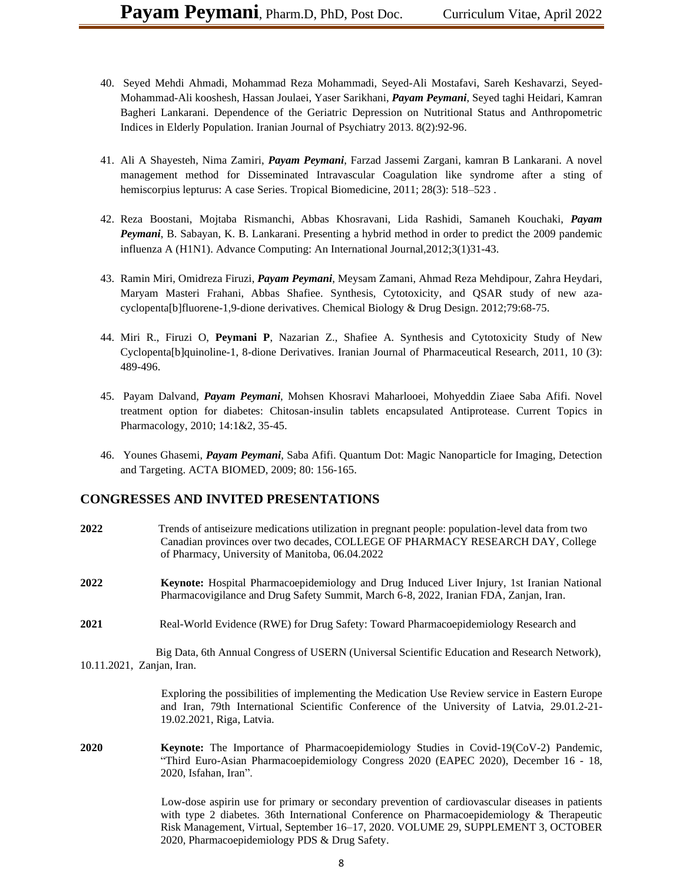40. Seyed Mehdi Ahmadi, Mohammad Reza Mohammadi, Seyed-Ali Mostafavi, Sareh Keshavarzi, Seyed-Mohammad-Ali kooshesh, Hassan Joulaei, Yaser Sarikhani, ***Payam Peymani***, Seyed taghi Heidari, Kamran Bagheri Lankarani. Dependence of the Geriatric Depression on Nutritional Status and Anthropometric Indices in Elderly Population. Iranian Journal of Psychiatry 2013. 8(2):92-96.

41. Ali A Shayesteh, Nima Zamiri, ***Payam Peymani***, Farzad Jassemi Zargani, kamran B Lankarani. A novel management method for Disseminated Intravascular Coagulation like syndrome after a sting of hemiscorpius lepturus: A case Series. Tropical Biomedicine, 2011; 28(3): 518–523 .

42. Reza Boostani, Mojtaba Rismanchi, Abbas Khosravani, Lida Rashidi, Samaneh Kouchaki, ***Payam Peymani***, B. Sabayan, K. B. Lankarani. Presenting a hybrid method in order to predict the 2009 pandemic influenza A (H1N1). Advance Computing: An International Journal,2012;3(1)31-43.

43. Ramin Miri, Omidreza Firuzi, ***Payam Peymani***, Meysam Zamani, Ahmad Reza Mehdipour, Zahra Heydari, Maryam Masteri Frahani, Abbas Shafiee. Synthesis, Cytotoxicity, and QSAR study of new aza-cyclopenta[b]fluorene-1,9-dione derivatives. Chemical Biology & Drug Design. 2012;79:68-75.

44. Miri R., Firuzi O, **Peymani P**, Nazarian Z., Shafiee A. Synthesis and Cytotoxicity Study of New Cyclopenta[b]quinoline-1, 8-dione Derivatives. Iranian Journal of Pharmaceutical Research, 2011, 10 (3): 489-496.

45. Payam Dalvand, ***Payam Peymani***, Mohsen Khosravi Maharlooei, Mohyeddin Ziaee Saba Afifi. Novel treatment option for diabetes: Chitosan-insulin tablets encapsulated Antiprotease. Current Topics in Pharmacology, 2010; 14:1&2, 35-45.

46. Younes Ghasemi, ***Payam Peymani***, Saba Afifi. Quantum Dot: Magic Nanoparticle for Imaging, Detection and Targeting. ACTA BIOMED, 2009; 80: 156-165.

## CONGRESSES AND INVITED PRESENTATIONS

**2022** Trends of antiseizure medications utilization in pregnant people: population-level data from two Canadian provinces over two decades, COLLEGE OF PHARMACY RESEARCH DAY, College of Pharmacy, University of Manitoba, 06.04.2022

**2022** **Keynote:** Hospital Pharmacoepidemiology and Drug Induced Liver Injury, 1st Iranian National Pharmacovigilance and Drug Safety Summit, March 6-8, 2022, Iranian FDA, Zanjan, Iran.

**2021** Real-World Evidence (RWE) for Drug Safety: Toward Pharmacoepidemiology Research and Big Data, 6th Annual Congress of USERN (Universal Scientific Education and Research Network), 10.11.2021, Zanjan, Iran.

Exploring the possibilities of implementing the Medication Use Review service in Eastern Europe and Iran, 79th International Scientific Conference of the University of Latvia, 29.01.2-21-19.02.2021, Riga, Latvia.

**2020** **Keynote:** The Importance of Pharmacoepidemiology Studies in Covid-19(CoV-2) Pandemic, "Third Euro-Asian Pharmacoepidemiology Congress 2020 (EAPEC 2020), December 16 - 18, 2020, Isfahan, Iran".

Low-dose aspirin use for primary or secondary prevention of cardiovascular diseases in patients with type 2 diabetes. 36th International Conference on Pharmacoepidemiology & Therapeutic Risk Management, Virtual, September 16–17, 2020. VOLUME 29, SUPPLEMENT 3, OCTOBER 2020, Pharmacoepidemiology PDS & Drug Safety.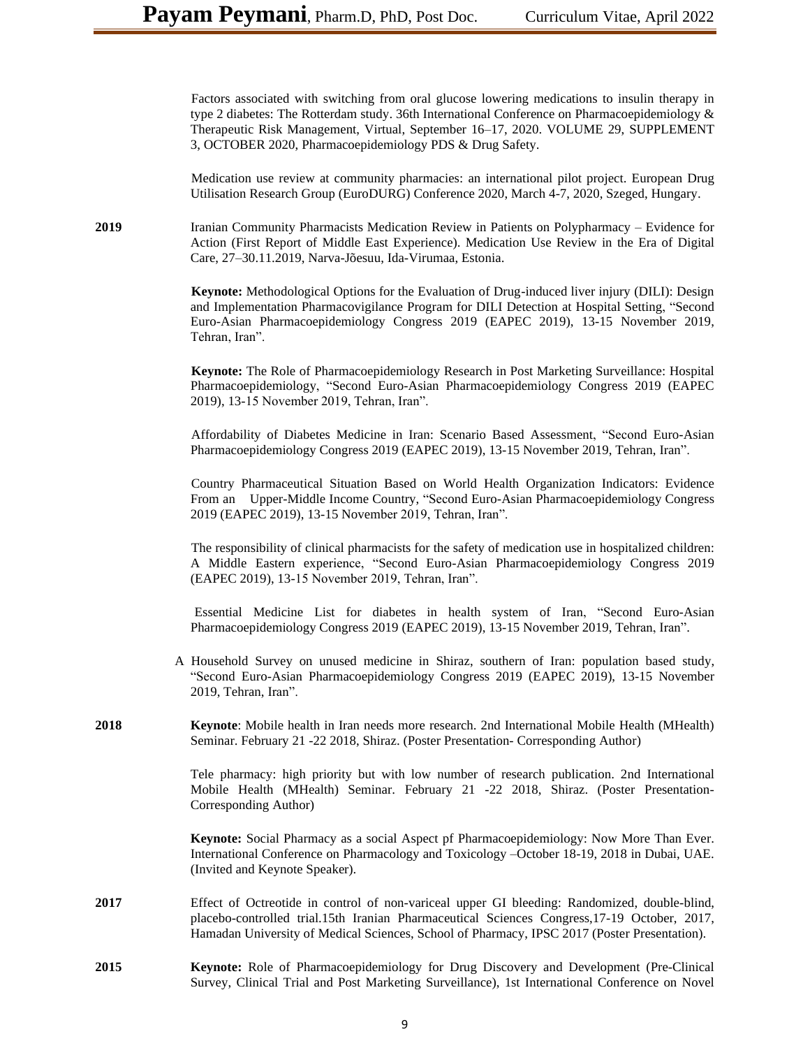Factors associated with switching from oral glucose lowering medications to insulin therapy in type 2 diabetes: The Rotterdam study. 36th International Conference on Pharmacoepidemiology & Therapeutic Risk Management, Virtual, September 16–17, 2020. VOLUME 29, SUPPLEMENT 3, OCTOBER 2020, Pharmacoepidemiology PDS & Drug Safety.

Medication use review at community pharmacies: an international pilot project. European Drug Utilisation Research Group (EuroDURG) Conference 2020, March 4-7, 2020, Szeged, Hungary.

**2019**

Iranian Community Pharmacists Medication Review in Patients on Polypharmacy – Evidence for Action (First Report of Middle East Experience). Medication Use Review in the Era of Digital Care, 27–30.11.2019, Narva-Jõesuu, Ida-Virumaa, Estonia.

**Keynote:** Methodological Options for the Evaluation of Drug-induced liver injury (DILI): Design and Implementation Pharmacovigilance Program for DILI Detection at Hospital Setting, "Second Euro-Asian Pharmacoepidemiology Congress 2019 (EAPEC 2019), 13-15 November 2019, Tehran, Iran".

**Keynote:** The Role of Pharmacoepidemiology Research in Post Marketing Surveillance: Hospital Pharmacoepidemiology, "Second Euro-Asian Pharmacoepidemiology Congress 2019 (EAPEC 2019), 13-15 November 2019, Tehran, Iran".

Affordability of Diabetes Medicine in Iran: Scenario Based Assessment, "Second Euro-Asian Pharmacoepidemiology Congress 2019 (EAPEC 2019), 13-15 November 2019, Tehran, Iran".

Country Pharmaceutical Situation Based on World Health Organization Indicators: Evidence From an Upper-Middle Income Country, "Second Euro-Asian Pharmacoepidemiology Congress 2019 (EAPEC 2019), 13-15 November 2019, Tehran, Iran".

The responsibility of clinical pharmacists for the safety of medication use in hospitalized children: A Middle Eastern experience, "Second Euro-Asian Pharmacoepidemiology Congress 2019 (EAPEC 2019), 13-15 November 2019, Tehran, Iran".

Essential Medicine List for diabetes in health system of Iran, "Second Euro-Asian Pharmacoepidemiology Congress 2019 (EAPEC 2019), 13-15 November 2019, Tehran, Iran".

A Household Survey on unused medicine in Shiraz, southern of Iran: population based study, "Second Euro-Asian Pharmacoepidemiology Congress 2019 (EAPEC 2019), 13-15 November 2019, Tehran, Iran".

**2018**

**Keynote**: Mobile health in Iran needs more research. 2nd International Mobile Health (MHealth) Seminar. February 21 -22 2018, Shiraz. (Poster Presentation- Corresponding Author)

Tele pharmacy: high priority but with low number of research publication. 2nd International Mobile Health (MHealth) Seminar. February 21 -22 2018, Shiraz. (Poster Presentation- Corresponding Author)

**Keynote:** Social Pharmacy as a social Aspect pf Pharmacoepidemiology: Now More Than Ever. International Conference on Pharmacology and Toxicology –October 18-19, 2018 in Dubai, UAE. (Invited and Keynote Speaker).

**2017**

Effect of Octreotide in control of non-variceal upper GI bleeding: Randomized, double-blind, placebo-controlled trial.15th Iranian Pharmaceutical Sciences Congress,17-19 October, 2017, Hamadan University of Medical Sciences, School of Pharmacy, IPSC 2017 (Poster Presentation).

**2015**

**Keynote:** Role of Pharmacoepidemiology for Drug Discovery and Development (Pre-Clinical Survey, Clinical Trial and Post Marketing Surveillance), 1st International Conference on Novel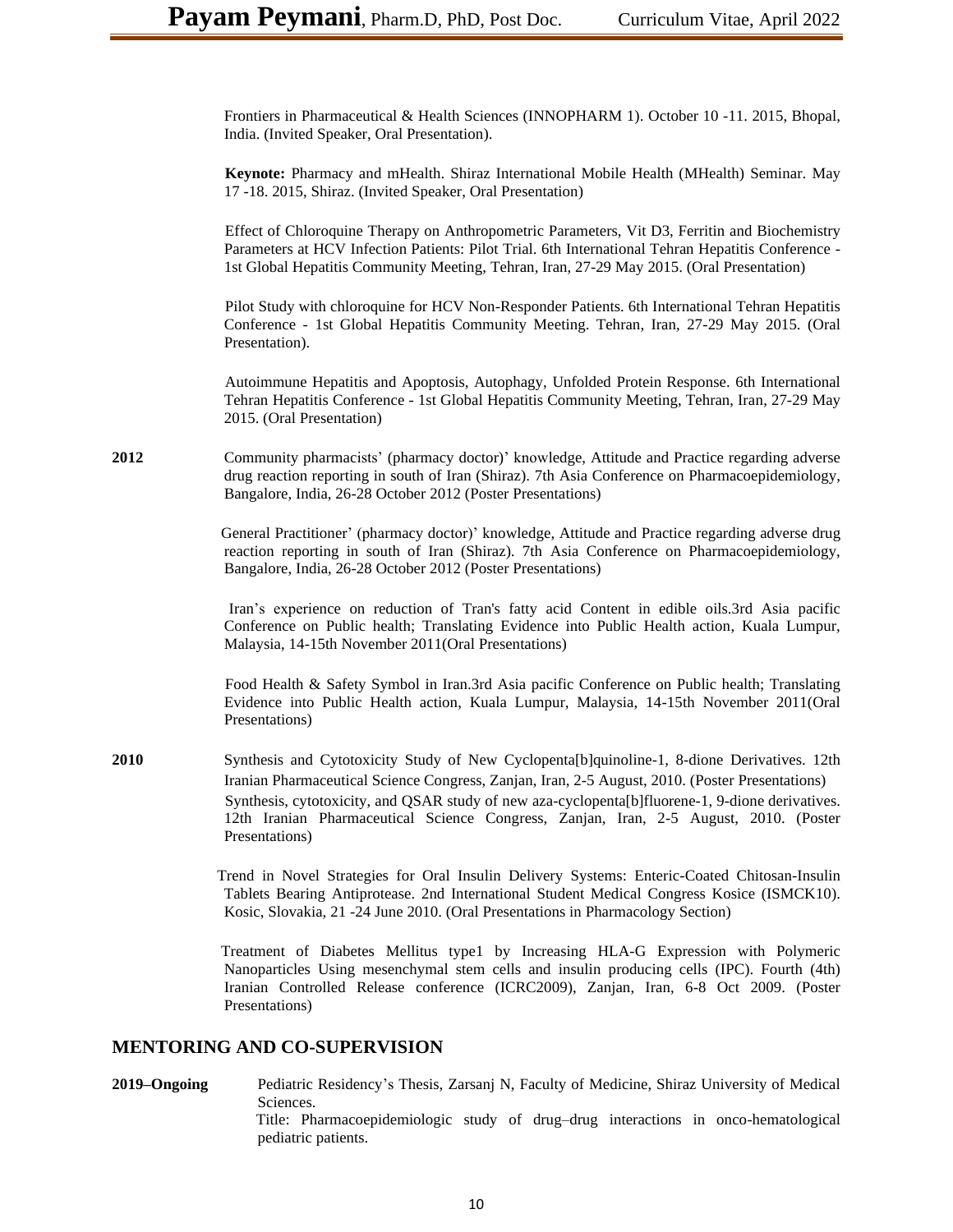Frontiers in Pharmaceutical & Health Sciences (INNOPHARM 1). October 10 -11. 2015, Bhopal, India. (Invited Speaker, Oral Presentation).

**Keynote:** Pharmacy and mHealth. Shiraz International Mobile Health (MHealth) Seminar. May 17 -18. 2015, Shiraz. (Invited Speaker, Oral Presentation)

Effect of Chloroquine Therapy on Anthropometric Parameters, Vit D3, Ferritin and Biochemistry Parameters at HCV Infection Patients: Pilot Trial. 6th International Tehran Hepatitis Conference - 1st Global Hepatitis Community Meeting, Tehran, Iran, 27-29 May 2015. (Oral Presentation)

Pilot Study with chloroquine for HCV Non-Responder Patients. 6th International Tehran Hepatitis Conference - 1st Global Hepatitis Community Meeting. Tehran, Iran, 27-29 May 2015. (Oral Presentation).

Autoimmune Hepatitis and Apoptosis, Autophagy, Unfolded Protein Response. 6th International Tehran Hepatitis Conference - 1st Global Hepatitis Community Meeting, Tehran, Iran, 27-29 May 2015. (Oral Presentation)

**2012** Community pharmacists' (pharmacy doctor)' knowledge, Attitude and Practice regarding adverse drug reaction reporting in south of Iran (Shiraz). 7th Asia Conference on Pharmacoepidemiology, Bangalore, India, 26-28 October 2012 (Poster Presentations)

General Practitioner' (pharmacy doctor)' knowledge, Attitude and Practice regarding adverse drug reaction reporting in south of Iran (Shiraz). 7th Asia Conference on Pharmacoepidemiology, Bangalore, India, 26-28 October 2012 (Poster Presentations)

Iran's experience on reduction of Tran's fatty acid Content in edible oils.3rd Asia pacific Conference on Public health; Translating Evidence into Public Health action, Kuala Lumpur, Malaysia, 14-15th November 2011(Oral Presentations)

Food Health & Safety Symbol in Iran.3rd Asia pacific Conference on Public health; Translating Evidence into Public Health action, Kuala Lumpur, Malaysia, 14-15th November 2011(Oral Presentations)

**2010** Synthesis and Cytotoxicity Study of New Cyclopenta[b]quinoline-1, 8-dione Derivatives. 12th Iranian Pharmaceutical Science Congress, Zanjan, Iran, 2-5 August, 2010. (Poster Presentations)

Synthesis, cytotoxicity, and QSAR study of new aza-cyclopenta[b]fluorene-1, 9-dione derivatives. 12th Iranian Pharmaceutical Science Congress, Zanjan, Iran, 2-5 August, 2010. (Poster Presentations)

Trend in Novel Strategies for Oral Insulin Delivery Systems: Enteric-Coated Chitosan-Insulin Tablets Bearing Antiprotease. 2nd International Student Medical Congress Kosice (ISMCK10). Kosic, Slovakia, 21 -24 June 2010. (Oral Presentations in Pharmacology Section)

Treatment of Diabetes Mellitus type1 by Increasing HLA-G Expression with Polymeric Nanoparticles Using mesenchymal stem cells and insulin producing cells (IPC). Fourth (4th) Iranian Controlled Release conference (ICRC2009), Zanjan, Iran, 6-8 Oct 2009. (Poster Presentations)

## MENTORING AND CO-SUPERVISION

**2019–Ongoing** Pediatric Residency's Thesis, Zarsanj N, Faculty of Medicine, Shiraz University of Medical Sciences.
Title: Pharmacoepidemiologic study of drug–drug interactions in onco-hematological pediatric patients.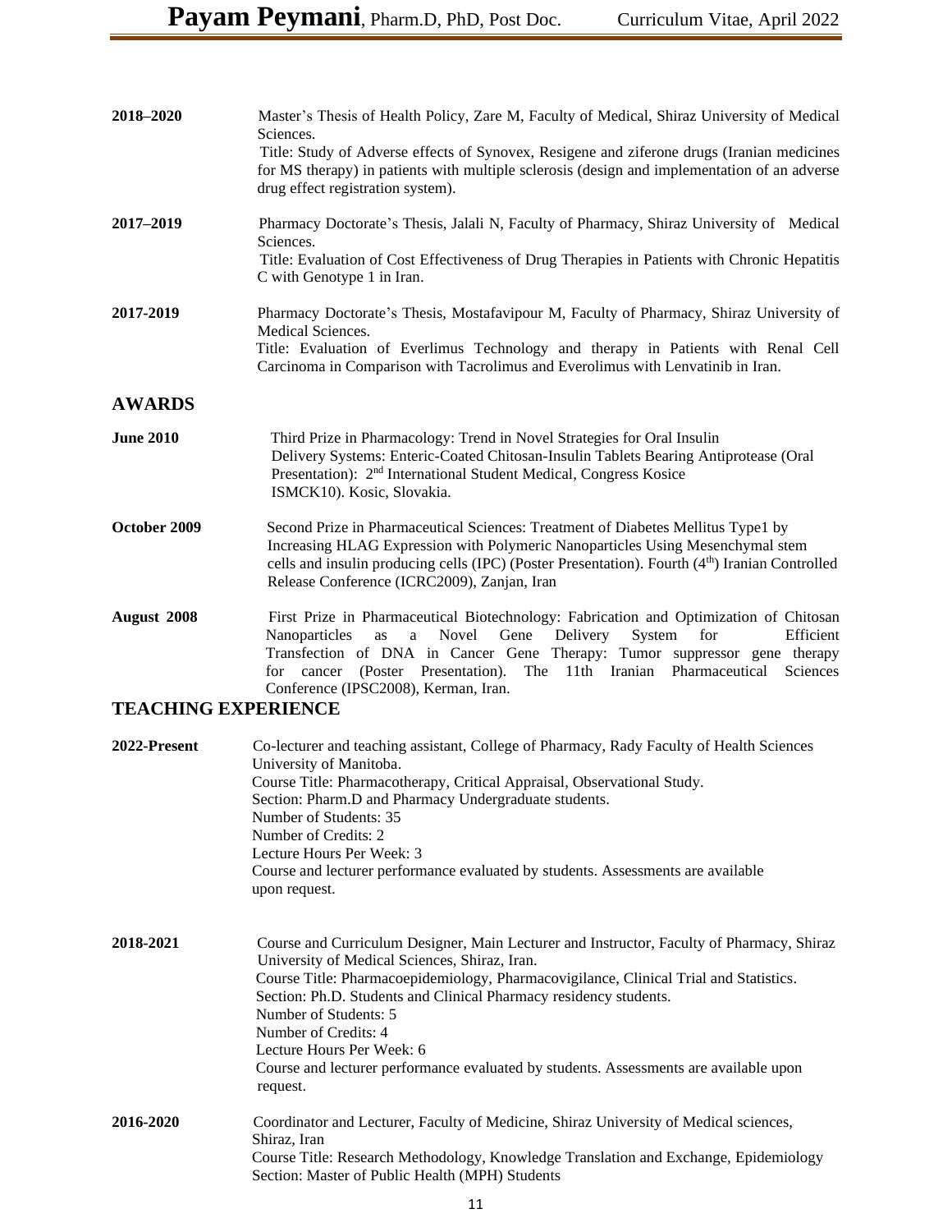**2018–2020** Master's Thesis of Health Policy, Zare M, Faculty of Medical, Shiraz University of Medical Sciences.
Title: Study of Adverse effects of Synovex, Resigene and ziferone drugs (Iranian medicines for MS therapy) in patients with multiple sclerosis (design and implementation of an adverse drug effect registration system).

**2017–2019** Pharmacy Doctorate's Thesis, Jalali N, Faculty of Pharmacy, Shiraz University of Medical Sciences.
Title: Evaluation of Cost Effectiveness of Drug Therapies in Patients with Chronic Hepatitis C with Genotype 1 in Iran.

**2017-2019** Pharmacy Doctorate's Thesis, Mostafavipour M, Faculty of Pharmacy, Shiraz University of Medical Sciences.
Title: Evaluation of Everlimus Technology and therapy in Patients with Renal Cell Carcinoma in Comparison with Tacrolimus and Everolimus with Lenvatinib in Iran.

## AWARDS

**June 2010** Third Prize in Pharmacology: Trend in Novel Strategies for Oral Insulin Delivery Systems: Enteric-Coated Chitosan-Insulin Tablets Bearing Antiprotease (Oral Presentation): 2nd International Student Medical, Congress Kosice ISMCK10). Kosic, Slovakia.

**October 2009** Second Prize in Pharmaceutical Sciences: Treatment of Diabetes Mellitus Type1 by Increasing HLAG Expression with Polymeric Nanoparticles Using Mesenchymal stem cells and insulin producing cells (IPC) (Poster Presentation). Fourth (4th) Iranian Controlled Release Conference (ICRC2009), Zanjan, Iran

**August 2008** First Prize in Pharmaceutical Biotechnology: Fabrication and Optimization of Chitosan Nanoparticles as a Novel Gene Delivery System for Efficient Transfection of DNA in Cancer Gene Therapy: Tumor suppressor gene therapy for cancer (Poster Presentation). The 11th Iranian Pharmaceutical Sciences Conference (IPSC2008), Kerman, Iran.

## TEACHING EXPERIENCE

**2022-Present** Co-lecturer and teaching assistant, College of Pharmacy, Rady Faculty of Health Sciences University of Manitoba.
Course Title: Pharmacotherapy, Critical Appraisal, Observational Study.
Section: Pharm.D and Pharmacy Undergraduate students.
Number of Students: 35
Number of Credits: 2
Lecture Hours Per Week: 3
Course and lecturer performance evaluated by students. Assessments are available upon request.

**2018-2021** Course and Curriculum Designer, Main Lecturer and Instructor, Faculty of Pharmacy, Shiraz University of Medical Sciences, Shiraz, Iran.
Course Title: Pharmacoepidemiology, Pharmacovigilance, Clinical Trial and Statistics.
Section: Ph.D. Students and Clinical Pharmacy residency students.
Number of Students: 5
Number of Credits: 4
Lecture Hours Per Week: 6
Course and lecturer performance evaluated by students. Assessments are available upon request.

**2016-2020** Coordinator and Lecturer, Faculty of Medicine, Shiraz University of Medical sciences, Shiraz, Iran
Course Title: Research Methodology, Knowledge Translation and Exchange, Epidemiology
Section: Master of Public Health (MPH) Students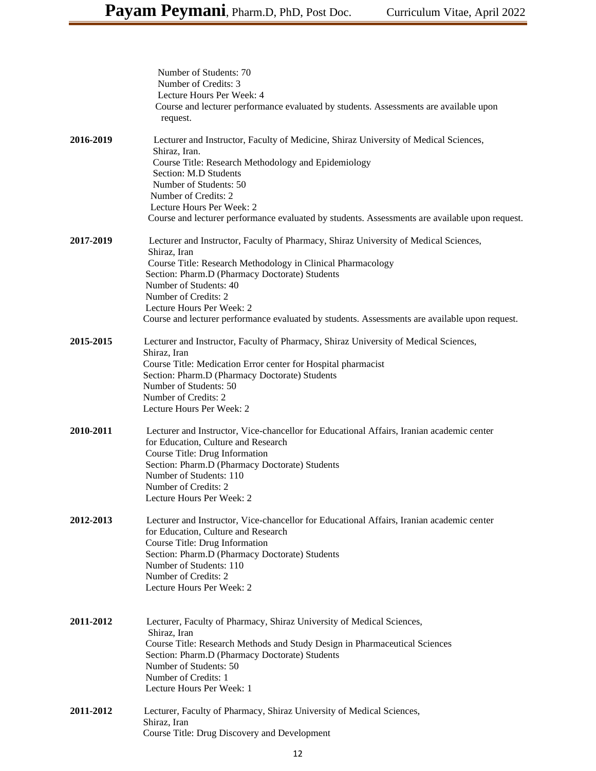Number of Students: 70
Number of Credits: 3
Lecture Hours Per Week: 4
Course and lecturer performance evaluated by students. Assessments are available upon request.

**2016-2019** Lecturer and Instructor, Faculty of Medicine, Shiraz University of Medical Sciences, Shiraz, Iran.
Course Title: Research Methodology and Epidemiology
Section: M.D Students
Number of Students: 50
Number of Credits: 2
Lecture Hours Per Week: 2
Course and lecturer performance evaluated by students. Assessments are available upon request.

**2017-2019** Lecturer and Instructor, Faculty of Pharmacy, Shiraz University of Medical Sciences, Shiraz, Iran
Course Title: Research Methodology in Clinical Pharmacology
Section: Pharm.D (Pharmacy Doctorate) Students
Number of Students: 40
Number of Credits: 2
Lecture Hours Per Week: 2
Course and lecturer performance evaluated by students. Assessments are available upon request.

**2015-2015** Lecturer and Instructor, Faculty of Pharmacy, Shiraz University of Medical Sciences, Shiraz, Iran
Course Title: Medication Error center for Hospital pharmacist
Section: Pharm.D (Pharmacy Doctorate) Students
Number of Students: 50
Number of Credits: 2
Lecture Hours Per Week: 2

**2010-2011** Lecturer and Instructor, Vice-chancellor for Educational Affairs, Iranian academic center for Education, Culture and Research
Course Title: Drug Information
Section: Pharm.D (Pharmacy Doctorate) Students
Number of Students: 110
Number of Credits: 2
Lecture Hours Per Week: 2

**2012-2013** Lecturer and Instructor, Vice-chancellor for Educational Affairs, Iranian academic center for Education, Culture and Research
Course Title: Drug Information
Section: Pharm.D (Pharmacy Doctorate) Students
Number of Students: 110
Number of Credits: 2
Lecture Hours Per Week: 2

**2011-2012** Lecturer, Faculty of Pharmacy, Shiraz University of Medical Sciences, Shiraz, Iran
Course Title: Research Methods and Study Design in Pharmaceutical Sciences
Section: Pharm.D (Pharmacy Doctorate) Students
Number of Students: 50
Number of Credits: 1
Lecture Hours Per Week: 1

**2011-2012** Lecturer, Faculty of Pharmacy, Shiraz University of Medical Sciences, Shiraz, Iran
Course Title: Drug Discovery and Development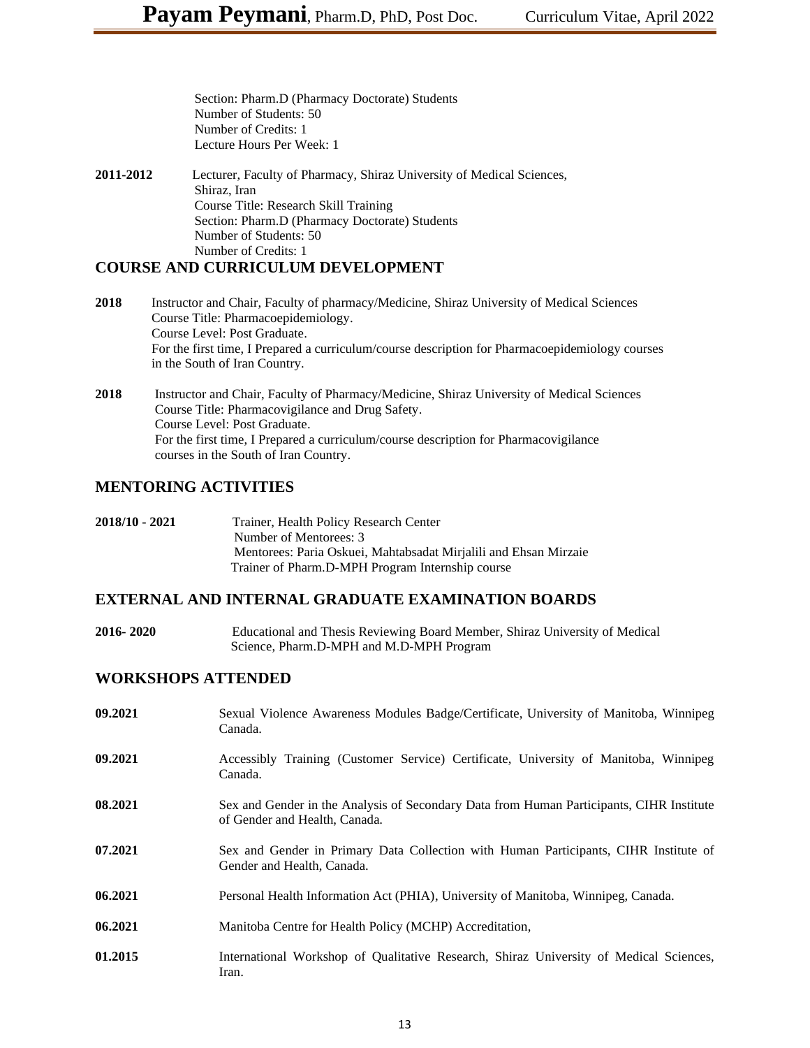Section: Pharm.D (Pharmacy Doctorate) Students
Number of Students: 50
Number of Credits: 1
Lecture Hours Per Week: 1

**2011-2012** Lecturer, Faculty of Pharmacy, Shiraz University of Medical Sciences, Shiraz, Iran
Course Title: Research Skill Training
Section: Pharm.D (Pharmacy Doctorate) Students
Number of Students: 50
Number of Credits: 1

## COURSE AND CURRICULUM DEVELOPMENT

**2018** Instructor and Chair, Faculty of pharmacy/Medicine, Shiraz University of Medical Sciences
Course Title: Pharmacoepidemiology.
Course Level: Post Graduate.
For the first time, I Prepared a curriculum/course description for Pharmacoepidemiology courses in the South of Iran Country.

**2018** Instructor and Chair, Faculty of Pharmacy/Medicine, Shiraz University of Medical Sciences
Course Title: Pharmacovigilance and Drug Safety.
Course Level: Post Graduate.
For the first time, I Prepared a curriculum/course description for Pharmacovigilance courses in the South of Iran Country.

## MENTORING ACTIVITIES

**2018/10 - 2021** Trainer, Health Policy Research Center
Number of Mentorees: 3
Mentorees: Paria Oskuei, Mahtabsadat Mirjalili and Ehsan Mirzaie
Trainer of Pharm.D-MPH Program Internship course

## EXTERNAL AND INTERNAL GRADUATE EXAMINATION BOARDS

**2016- 2020** Educational and Thesis Reviewing Board Member, Shiraz University of Medical Science, Pharm.D-MPH and M.D-MPH Program

## WORKSHOPS ATTENDED

**09.2021** Sexual Violence Awareness Modules Badge/Certificate, University of Manitoba, Winnipeg Canada.

**09.2021** Accessibly Training (Customer Service) Certificate, University of Manitoba, Winnipeg Canada.

**08.2021** Sex and Gender in the Analysis of Secondary Data from Human Participants, CIHR Institute of Gender and Health, Canada.

**07.2021** Sex and Gender in Primary Data Collection with Human Participants, CIHR Institute of Gender and Health, Canada.

**06.2021** Personal Health Information Act (PHIA), University of Manitoba, Winnipeg, Canada.

**06.2021** Manitoba Centre for Health Policy (MCHP) Accreditation,

**01.2015** International Workshop of Qualitative Research, Shiraz University of Medical Sciences, Iran.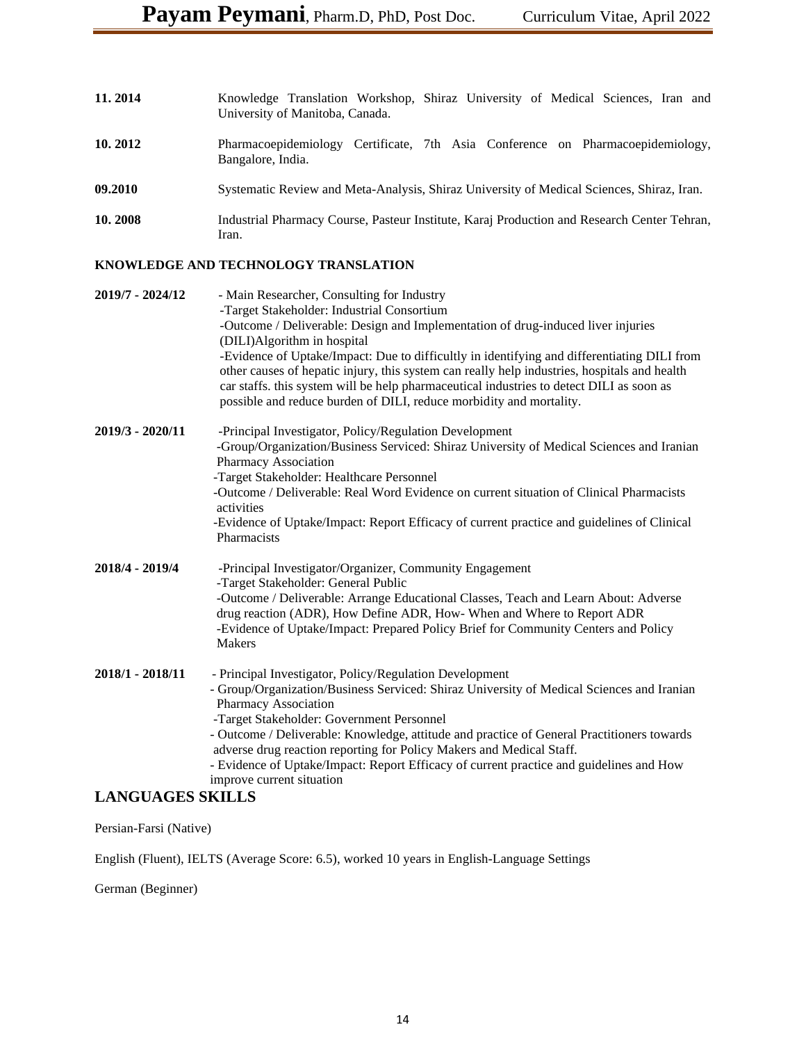**11. 2014** Knowledge Translation Workshop, Shiraz University of Medical Sciences, Iran and University of Manitoba, Canada.

**10. 2012** Pharmacoepidemiology Certificate, 7th Asia Conference on Pharmacoepidemiology, Bangalore, India.

**09.2010** Systematic Review and Meta-Analysis, Shiraz University of Medical Sciences, Shiraz, Iran.

**10. 2008** Industrial Pharmacy Course, Pasteur Institute, Karaj Production and Research Center Tehran, Iran.

### KNOWLEDGE AND TECHNOLOGY TRANSLATION

**2019/7 - 2024/12**
- Main Researcher, Consulting for Industry
- Target Stakeholder: Industrial Consortium
- Outcome / Deliverable: Design and Implementation of drug-induced liver injuries (DILI)Algorithm in hospital
- Evidence of Uptake/Impact: Due to difficultly in identifying and differentiating DILI from other causes of hepatic injury, this system can really help industries, hospitals and health car staffs. this system will be help pharmaceutical industries to detect DILI as soon as possible and reduce burden of DILI, reduce morbidity and mortality.

**2019/3 - 2020/11**
- Principal Investigator, Policy/Regulation Development
- Group/Organization/Business Serviced: Shiraz University of Medical Sciences and Iranian Pharmacy Association
- Target Stakeholder: Healthcare Personnel
- Outcome / Deliverable: Real Word Evidence on current situation of Clinical Pharmacists activities
- Evidence of Uptake/Impact: Report Efficacy of current practice and guidelines of Clinical Pharmacists

**2018/4 - 2019/4**
- Principal Investigator/Organizer, Community Engagement
- Target Stakeholder: General Public
- Outcome / Deliverable: Arrange Educational Classes, Teach and Learn About: Adverse drug reaction (ADR), How Define ADR, How- When and Where to Report ADR
- Evidence of Uptake/Impact: Prepared Policy Brief for Community Centers and Policy Makers

**2018/1 - 2018/11**
- Principal Investigator, Policy/Regulation Development
- Group/Organization/Business Serviced: Shiraz University of Medical Sciences and Iranian Pharmacy Association
- Target Stakeholder: Government Personnel
- Outcome / Deliverable: Knowledge, attitude and practice of General Practitioners towards adverse drug reaction reporting for Policy Makers and Medical Staff.
- Evidence of Uptake/Impact: Report Efficacy of current practice and guidelines and How improve current situation

## LANGUAGES SKILLS

Persian-Farsi (Native)

English (Fluent), IELTS (Average Score: 6.5), worked 10 years in English-Language Settings

German (Beginner)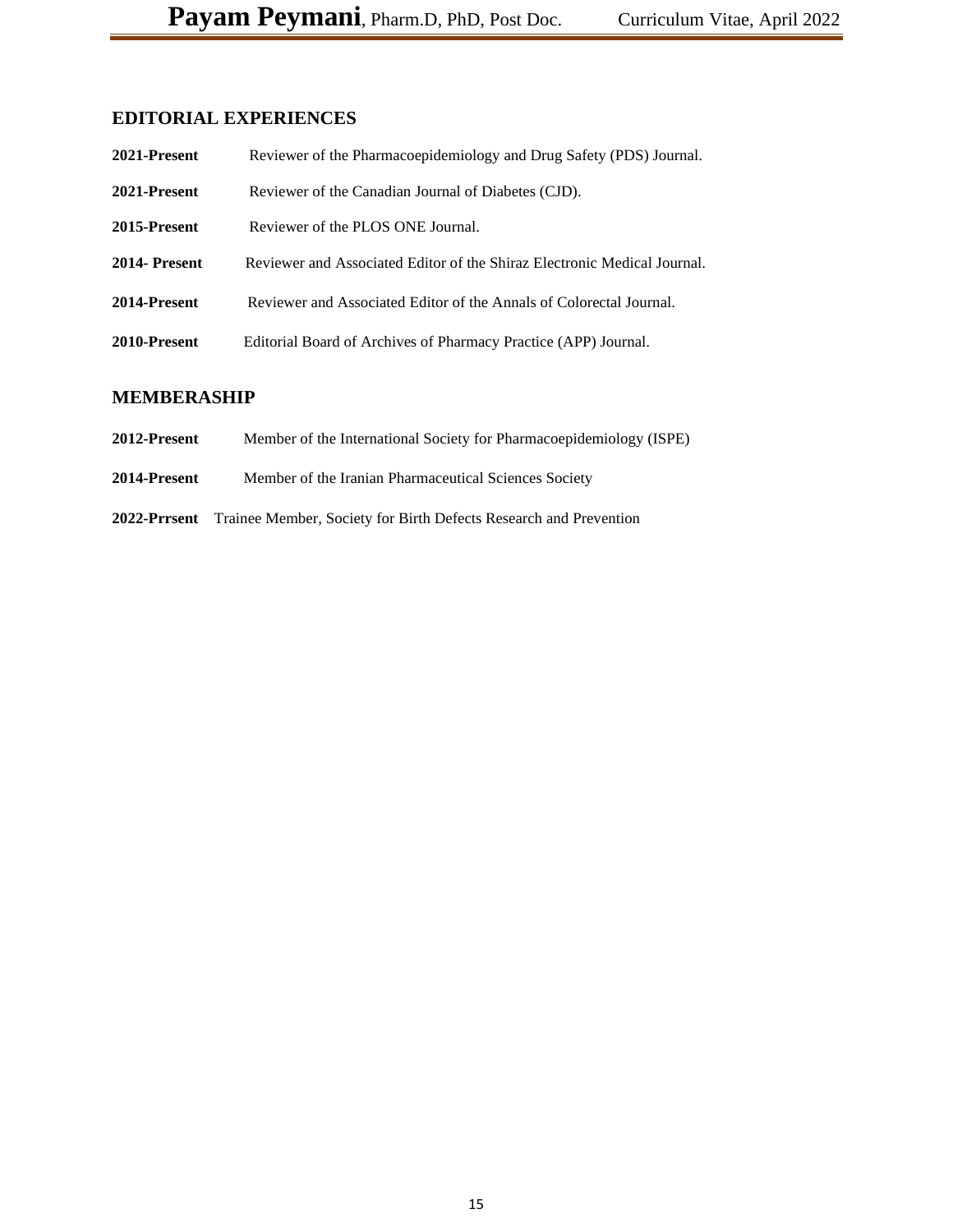## EDITORIAL EXPERIENCES

**2021-Present** Reviewer of the Pharmacoepidemiology and Drug Safety (PDS) Journal.

**2021-Present** Reviewer of the Canadian Journal of Diabetes (CJD).

**2015-Present** Reviewer of the PLOS ONE Journal.

**2014- Present** Reviewer and Associated Editor of the Shiraz Electronic Medical Journal.

**2014-Present** Reviewer and Associated Editor of the Annals of Colorectal Journal.

**2010-Present** Editorial Board of Archives of Pharmacy Practice (APP) Journal.

## MEMBERASHIP

**2012-Present** Member of the International Society for Pharmacoepidemiology (ISPE)

**2014-Present** Member of the Iranian Pharmaceutical Sciences Society

**2022-Prrsent** Trainee Member, Society for Birth Defects Research and Prevention